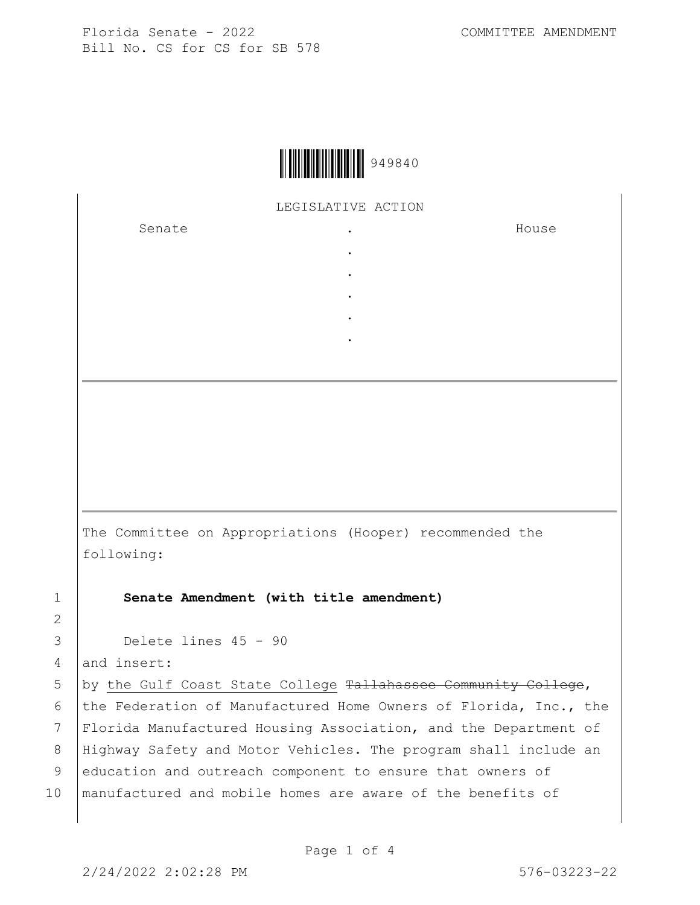Florida Senate - 2022 COMMITTEE AMENDMENT
Bill No. CS for CS for SB 578

949840

LEGISLATIVE ACTION

| Senate | . | House |
|---|---|---|
| | . | |
| | . | |
| | . | |
| | . | |
| | . | |

---

The Committee on Appropriations (Hooper) recommended the following:

1 **Senate Amendment (with title amendment)**

2

3 Delete lines 45 - 90

4 and insert:

5 by the Gulf Coast State College ~~Tallahassee Community College~~,

6 the Federation of Manufactured Home Owners of Florida, Inc., the

7 Florida Manufactured Housing Association, and the Department of

8 Highway Safety and Motor Vehicles. The program shall include an

9 education and outreach component to ensure that owners of

10 manufactured and mobile homes are aware of the benefits of

2/24/2022 2:02:28 PM 576-03223-22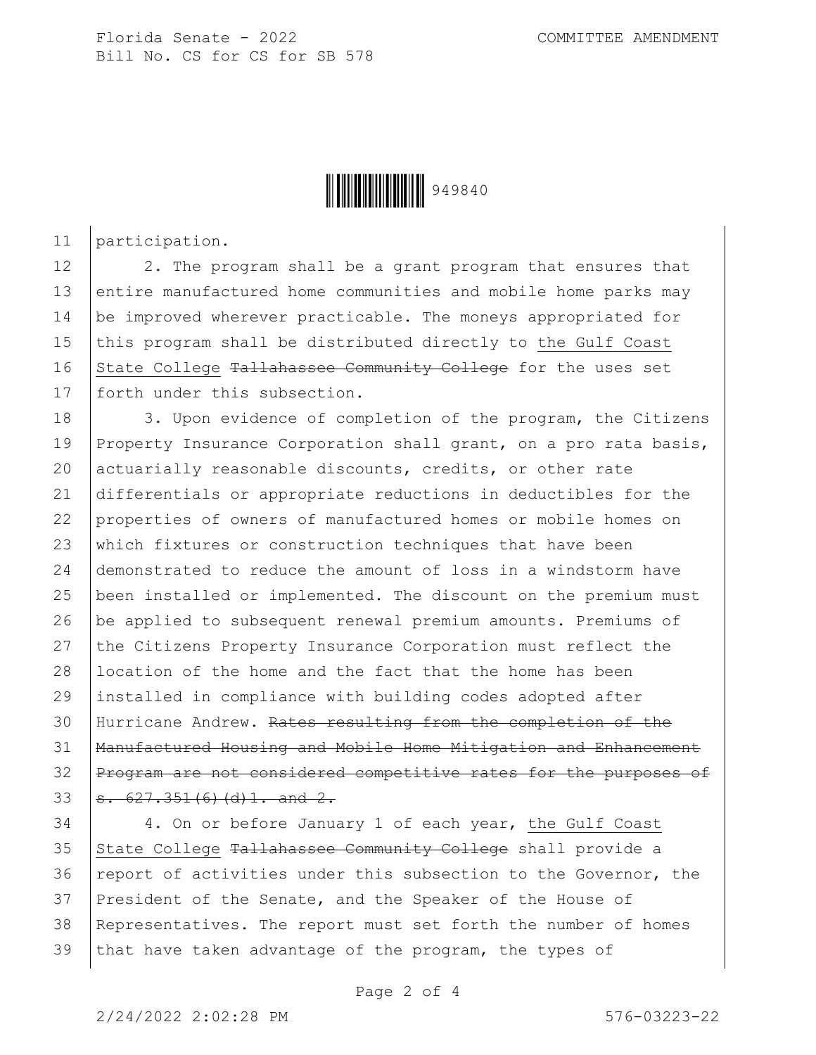participation.

2. The program shall be a grant program that ensures that entire manufactured home communities and mobile home parks may be improved wherever practicable. The moneys appropriated for this program shall be distributed directly to <u>the Gulf Coast State College</u> ~~Tallahassee Community College~~ for the uses set forth under this subsection.

3. Upon evidence of completion of the program, the Citizens Property Insurance Corporation shall grant, on a pro rata basis, actuarially reasonable discounts, credits, or other rate differentials or appropriate reductions in deductibles for the properties of owners of manufactured homes or mobile homes on which fixtures or construction techniques that have been demonstrated to reduce the amount of loss in a windstorm have been installed or implemented. The discount on the premium must be applied to subsequent renewal premium amounts. Premiums of the Citizens Property Insurance Corporation must reflect the location of the home and the fact that the home has been installed in compliance with building codes adopted after Hurricane Andrew. ~~Rates resulting from the completion of the Manufactured Housing and Mobile Home Mitigation and Enhancement Program are not considered competitive rates for the purposes of s. 627.351(6)(d)1. and 2.~~

4. On or before January 1 of each year, <u>the Gulf Coast State College</u> ~~Tallahassee Community College~~ shall provide a report of activities under this subsection to the Governor, the President of the Senate, and the Speaker of the House of Representatives. The report must set forth the number of homes that have taken advantage of the program, the types of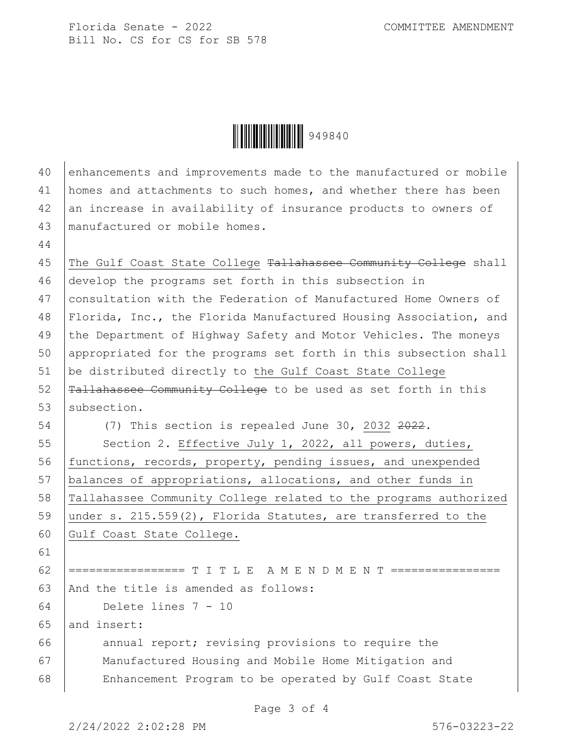enhancements and improvements made to the manufactured or mobile homes and attachments to such homes, and whether there has been an increase in availability of insurance products to owners of manufactured or mobile homes.

The Gulf Coast State College ~~Tallahassee Community College~~ shall develop the programs set forth in this subsection in consultation with the Federation of Manufactured Home Owners of Florida, Inc., the Florida Manufactured Housing Association, and the Department of Highway Safety and Motor Vehicles. The moneys appropriated for the programs set forth in this subsection shall be distributed directly to the Gulf Coast State College ~~Tallahassee Community College~~ to be used as set forth in this subsection.

(7) This section is repealed June 30, 2032 ~~2022~~.

Section 2. Effective July 1, 2022, all powers, duties, functions, records, property, pending issues, and unexpended balances of appropriations, allocations, and other funds in Tallahassee Community College related to the programs authorized under s. 215.559(2), Florida Statutes, are transferred to the Gulf Coast State College.

================= T I T L E A M E N D M E N T ================

And the title is amended as follows:

Delete lines 7 - 10

and insert:

annual report; revising provisions to require the Manufactured Housing and Mobile Home Mitigation and Enhancement Program to be operated by Gulf Coast State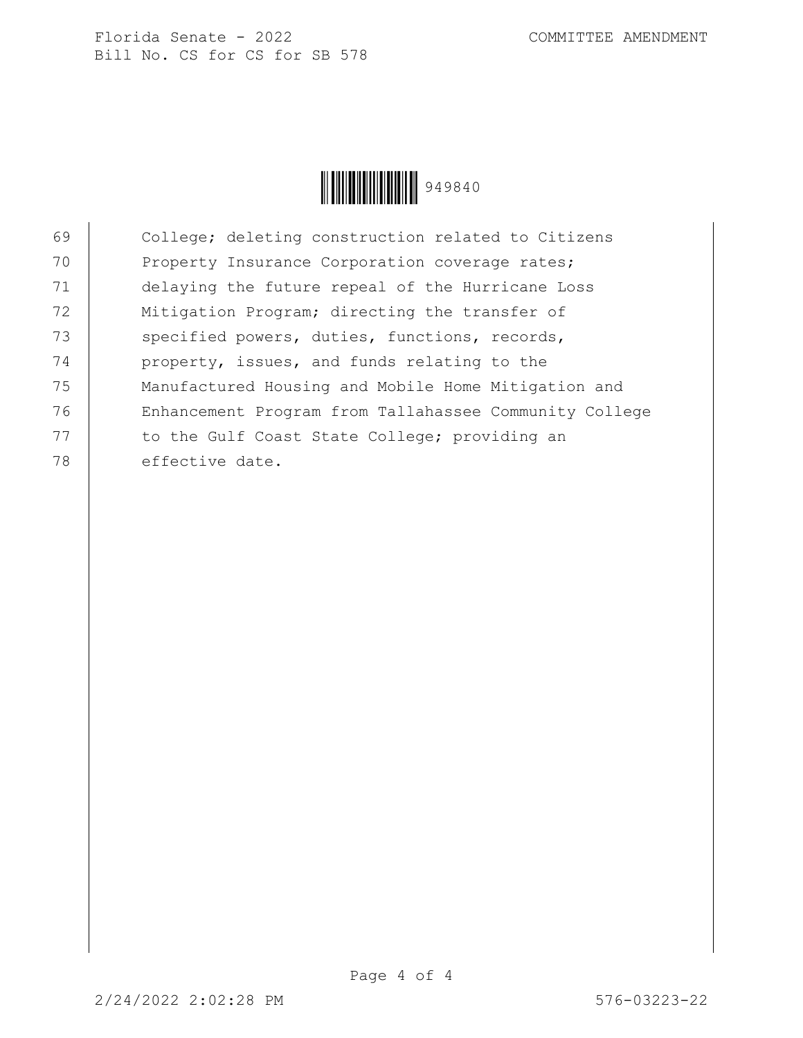69 College; deleting construction related to Citizens
70 Property Insurance Corporation coverage rates;
71 delaying the future repeal of the Hurricane Loss
72 Mitigation Program; directing the transfer of
73 specified powers, duties, functions, records,
74 property, issues, and funds relating to the
75 Manufactured Housing and Mobile Home Mitigation and
76 Enhancement Program from Tallahassee Community College
77 to the Gulf Coast State College; providing an
78 effective date.